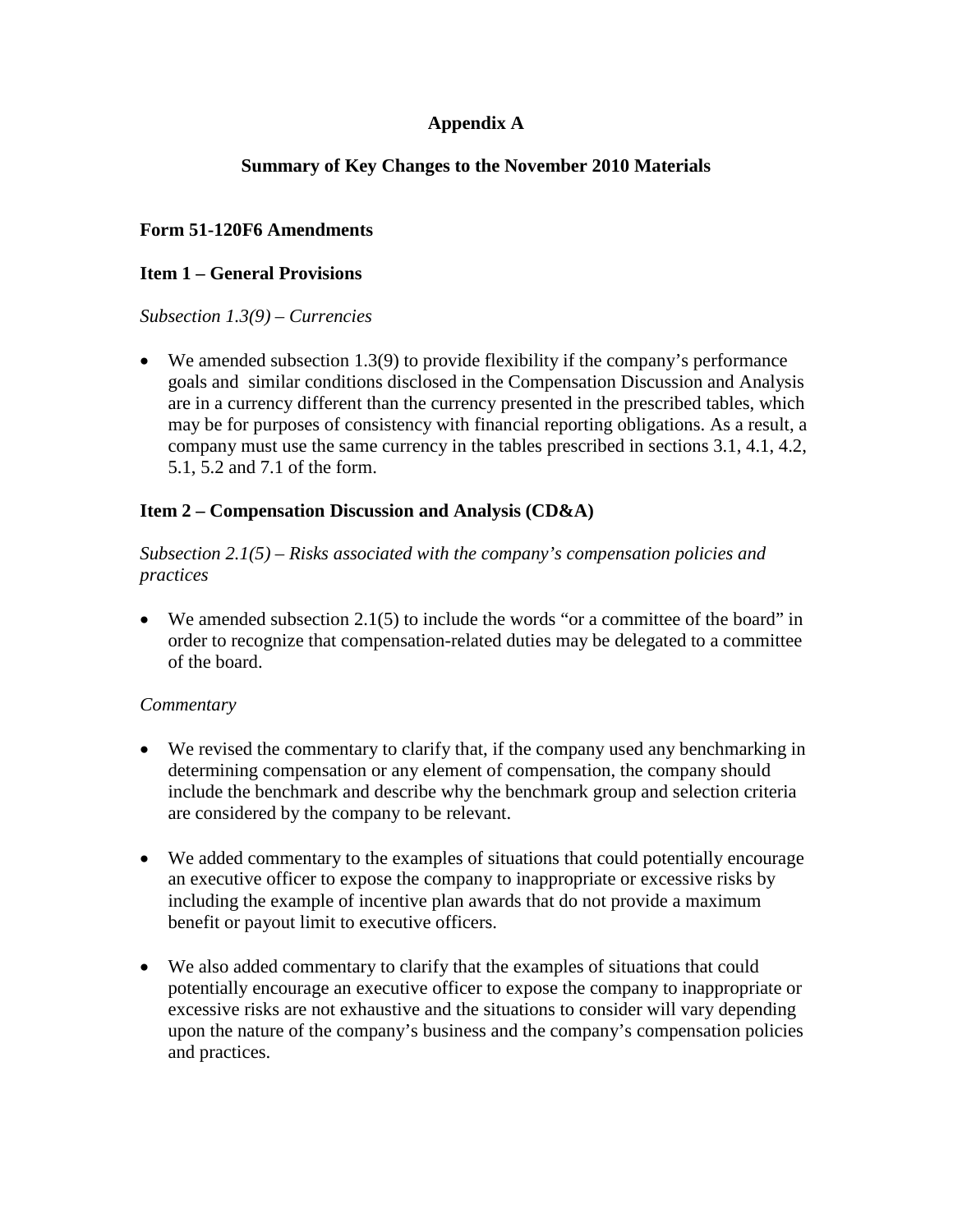# Appendix A

## Summary of Key Changes to the November 2010 Materials

### Form 51-120F6 Amendments

### Item 1 – General Provisions

*Subsection 1.3(9) – Currencies*

- We amended subsection 1.3(9) to provide flexibility if the company's performance goals and similar conditions disclosed in the Compensation Discussion and Analysis are in a currency different than the currency presented in the prescribed tables, which may be for purposes of consistency with financial reporting obligations. As a result, a company must use the same currency in the tables prescribed in sections 3.1, 4.1, 4.2, 5.1, 5.2 and 7.1 of the form.

### Item 2 – Compensation Discussion and Analysis (CD&A)

*Subsection 2.1(5) – Risks associated with the company's compensation policies and practices*

- We amended subsection 2.1(5) to include the words "or a committee of the board" in order to recognize that compensation-related duties may be delegated to a committee of the board.

*Commentary*

- We revised the commentary to clarify that, if the company used any benchmarking in determining compensation or any element of compensation, the company should include the benchmark and describe why the benchmark group and selection criteria are considered by the company to be relevant.

- We added commentary to the examples of situations that could potentially encourage an executive officer to expose the company to inappropriate or excessive risks by including the example of incentive plan awards that do not provide a maximum benefit or payout limit to executive officers.

- We also added commentary to clarify that the examples of situations that could potentially encourage an executive officer to expose the company to inappropriate or excessive risks are not exhaustive and the situations to consider will vary depending upon the nature of the company's business and the company's compensation policies and practices.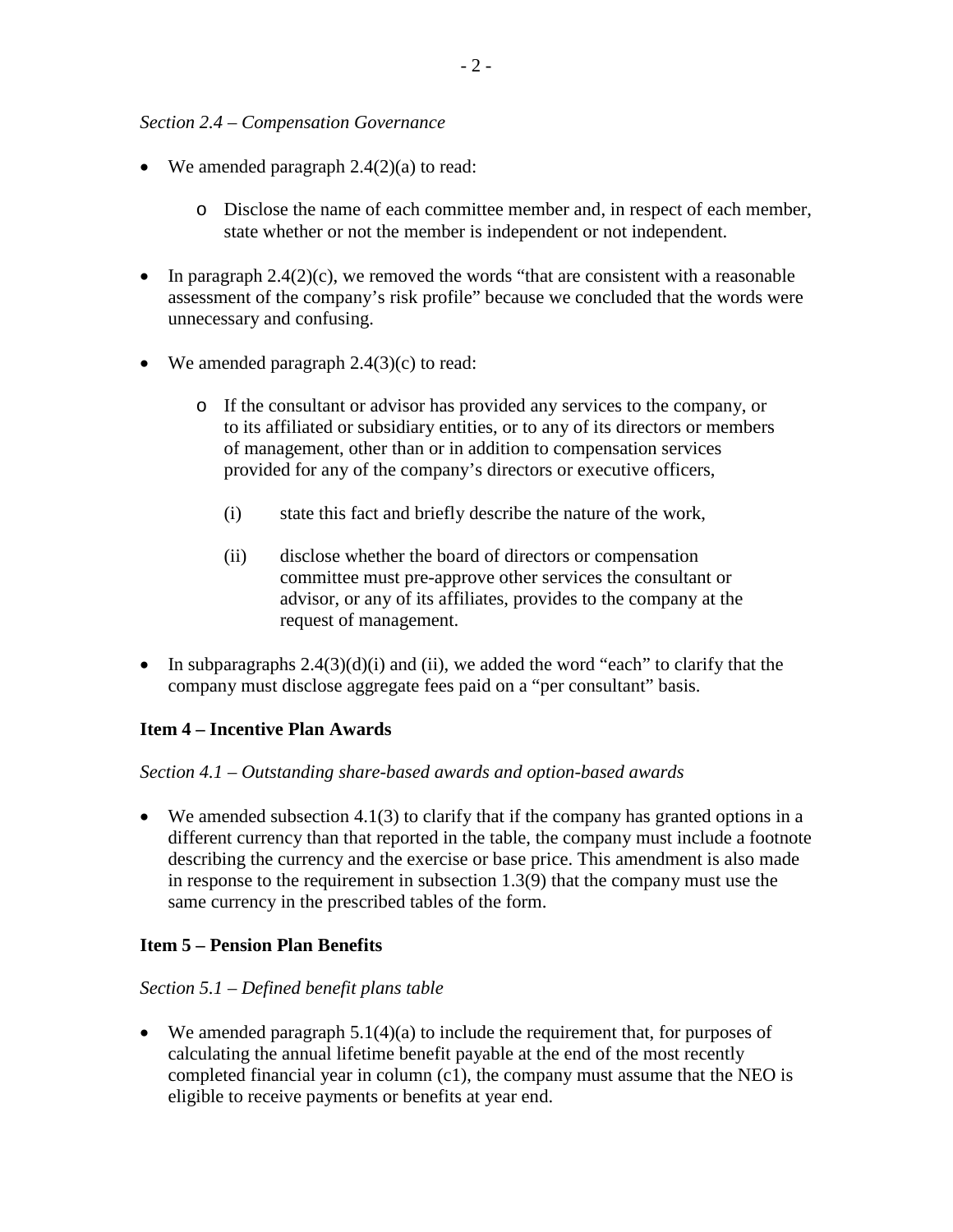*Section 2.4 – Compensation Governance*

- We amended paragraph 2.4(2)(a) to read:
  - Disclose the name of each committee member and, in respect of each member, state whether or not the member is independent or not independent.

- In paragraph 2.4(2)(c), we removed the words "that are consistent with a reasonable assessment of the company's risk profile" because we concluded that the words were unnecessary and confusing.

- We amended paragraph 2.4(3)(c) to read:
  - If the consultant or advisor has provided any services to the company, or to its affiliated or subsidiary entities, or to any of its directors or members of management, other than or in addition to compensation services provided for any of the company's directors or executive officers,

    (i) state this fact and briefly describe the nature of the work,

    (ii) disclose whether the board of directors or compensation committee must pre-approve other services the consultant or advisor, or any of its affiliates, provides to the company at the request of management.

- In subparagraphs 2.4(3)(d)(i) and (ii), we added the word "each" to clarify that the company must disclose aggregate fees paid on a "per consultant" basis.

**Item 4 – Incentive Plan Awards**

*Section 4.1 – Outstanding share-based awards and option-based awards*

- We amended subsection 4.1(3) to clarify that if the company has granted options in a different currency than that reported in the table, the company must include a footnote describing the currency and the exercise or base price. This amendment is also made in response to the requirement in subsection 1.3(9) that the company must use the same currency in the prescribed tables of the form.

**Item 5 – Pension Plan Benefits**

*Section 5.1 – Defined benefit plans table*

- We amended paragraph 5.1(4)(a) to include the requirement that, for purposes of calculating the annual lifetime benefit payable at the end of the most recently completed financial year in column (c1), the company must assume that the NEO is eligible to receive payments or benefits at year end.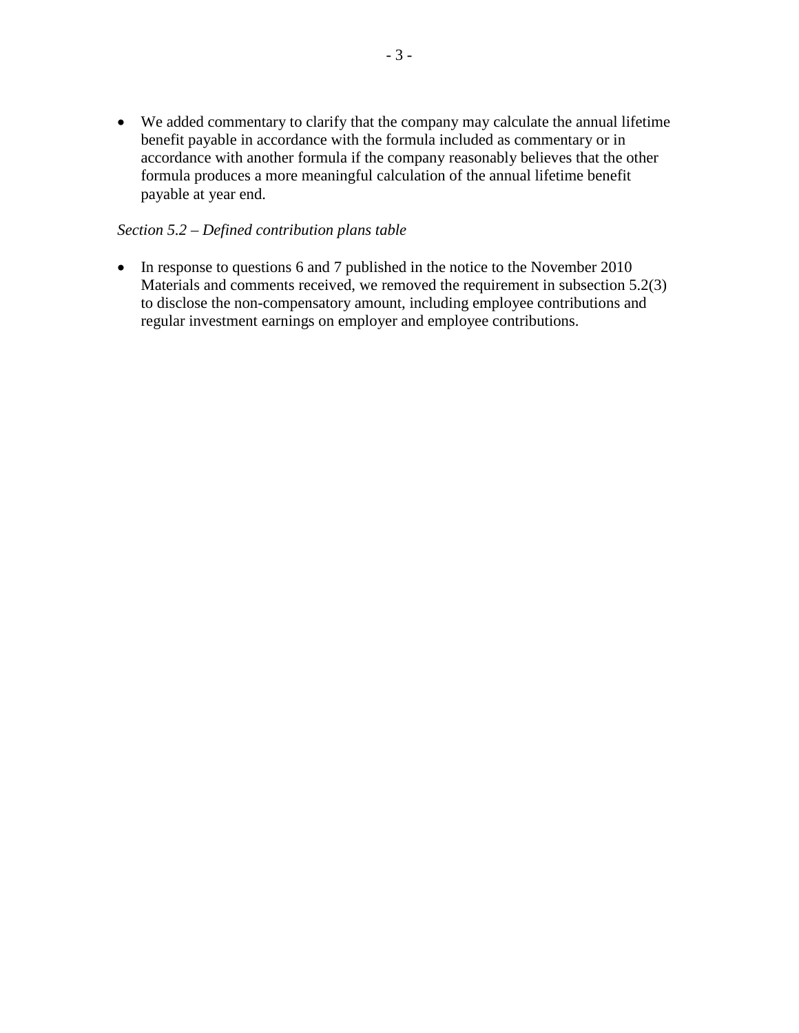- We added commentary to clarify that the company may calculate the annual lifetime benefit payable in accordance with the formula included as commentary or in accordance with another formula if the company reasonably believes that the other formula produces a more meaningful calculation of the annual lifetime benefit payable at year end.

*Section 5.2 – Defined contribution plans table*

- In response to questions 6 and 7 published in the notice to the November 2010 Materials and comments received, we removed the requirement in subsection 5.2(3) to disclose the non-compensatory amount, including employee contributions and regular investment earnings on employer and employee contributions.